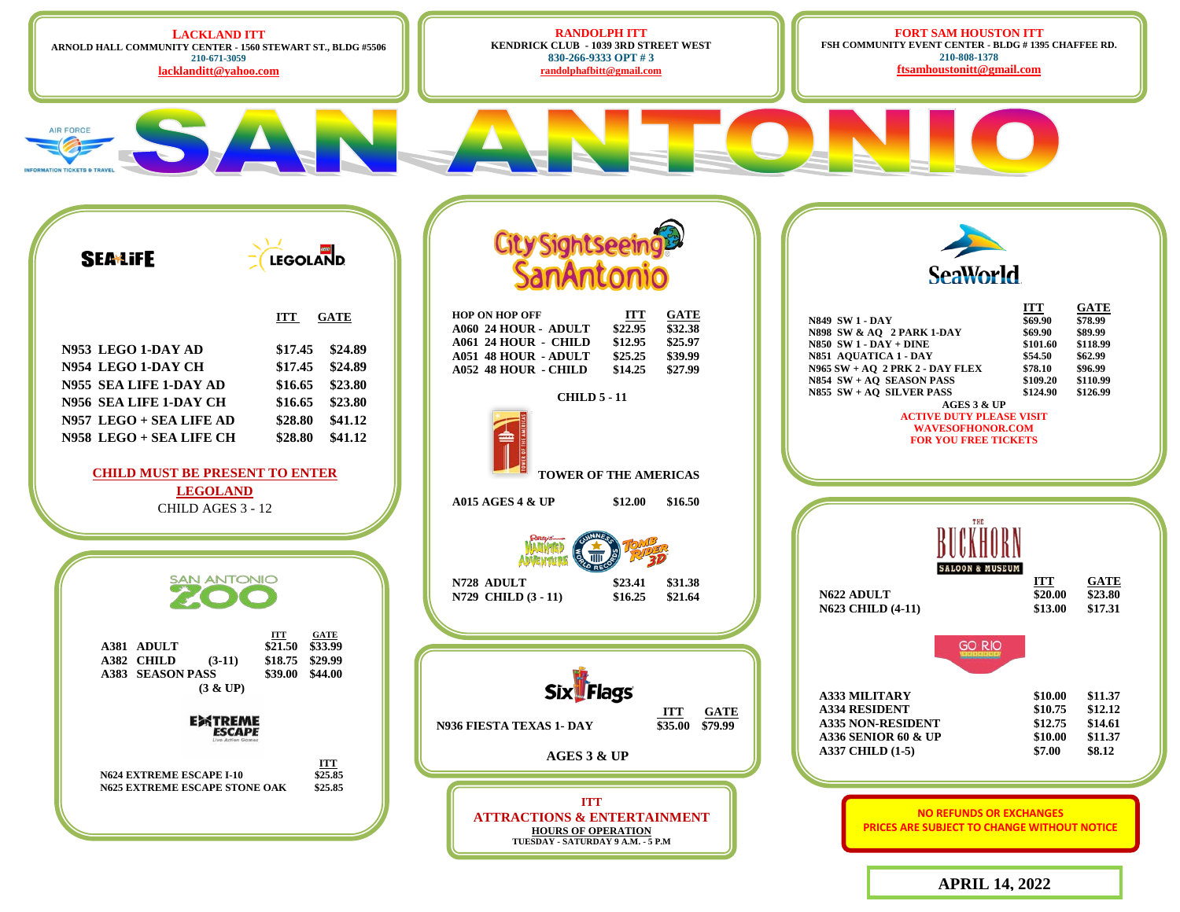**LACKLAND ITT**
ARNOLD HALL COMMUNITY CENTER - 1560 STEWART ST., BLDG #5506
210-671-3059
lacklanditt@yahoo.com

**RANDOLPH ITT**
KENDRICK CLUB - 1039 3RD STREET WEST
830-266-9333 OPT # 3
randolphafbitt@gmail.com

**FORT SAM HOUSTON ITT**
FSH COMMUNITY EVENT CENTER - BLDG # 1395 CHAFFEE RD.
210-808-1378
ftsamhoustonitt@gmail.com

# SAN ANTONIO

## SEA LIFE / LEGOLAND

| | ITT | GATE |
|---|---|---|
| N953 LEGO 1-DAY AD | $17.45 | $24.89 |
| N954 LEGO 1-DAY CH | $17.45 | $24.89 |
| N955 SEA LIFE 1-DAY AD | $16.65 | $23.80 |
| N956 SEA LIFE 1-DAY CH | $16.65 | $23.80 |
| N957 LEGO + SEA LIFE AD | $28.80 | $41.12 |
| N958 LEGO + SEA LIFE CH | $28.80 | $41.12 |

**CHILD MUST BE PRESENT TO ENTER LEGOLAND**
CHILD AGES 3 - 12

## SAN ANTONIO ZOO

| | ITT | GATE |
|---|---|---|
| A381 ADULT | $21.50 | $33.99 |
| A382 CHILD (3-11) | $18.75 | $29.99 |
| A383 SEASON PASS (3 & UP) | $39.00 | $44.00 |

## EXTREME ESCAPE

| | ITT |
|---|---|
| N624 EXTREME ESCAPE I-10 | $25.85 |
| N625 EXTREME ESCAPE STONE OAK | $25.85 |

## City Sightseeing San Antonio

| HOP ON HOP OFF | ITT | GATE |
|---|---|---|
| A060 24 HOUR - ADULT | $22.95 | $32.38 |
| A061 24 HOUR - CHILD | $12.95 | $25.97 |
| A051 48 HOUR - ADULT | $25.25 | $39.99 |
| A052 48 HOUR - CHILD | $14.25 | $27.99 |

CHILD 5 - 11

## TOWER OF THE AMERICAS

| | ITT | GATE |
|---|---|---|
| A015 AGES 4 & UP | $12.00 | $16.50 |

## Ripley's Haunted Adventure / Guinness World Records / Tomb Rider 3D

| | ITT | GATE |
|---|---|---|
| N728 ADULT | $23.41 | $31.38 |
| N729 CHILD (3 - 11) | $16.25 | $21.64 |

## Six Flags

| | ITT | GATE |
|---|---|---|
| N936 FIESTA TEXAS 1- DAY | $35.00 | $79.99 |

AGES 3 & UP

**ITT**
**ATTRACTIONS & ENTERTAINMENT**
HOURS OF OPERATION
TUESDAY - SATURDAY 9 A.M. - 5 P.M

## SeaWorld

| | ITT | GATE |
|---|---|---|
| N849 SW 1 - DAY | $69.90 | $78.99 |
| N898 SW & AQ 2 PARK 1-DAY | $69.90 | $89.99 |
| N850 SW 1 - DAY + DINE | $101.60 | $118.99 |
| N851 AQUATICA 1 - DAY | $54.50 | $62.99 |
| N965 SW + AQ 2 PRK 2 - DAY FLEX | $78.10 | $96.99 |
| N854 SW + AQ SEASON PASS | $109.20 | $110.99 |
| N855 SW + AQ SILVER PASS | $124.90 | $126.99 |

AGES 3 & UP

**ACTIVE DUTY PLEASE VISIT WAVESOFHONOR.COM FOR YOU FREE TICKETS**

## THE BUCKHORN SALOON & MUSEUM

| | ITT | GATE |
|---|---|---|
| N622 ADULT | $20.00 | $23.80 |
| N623 CHILD (4-11) | $13.00 | $17.31 |

## GO RIO

| | ITT | GATE |
|---|---|---|
| A333 MILITARY | $10.00 | $11.37 |
| A334 RESIDENT | $10.75 | $12.12 |
| A335 NON-RESIDENT | $12.75 | $14.61 |
| A336 SENIOR 60 & UP | $10.00 | $11.37 |
| A337 CHILD (1-5) | $7.00 | $8.12 |

**NO REFUNDS OR EXCHANGES**
**PRICES ARE SUBJECT TO CHANGE WITHOUT NOTICE**

**APRIL 14, 2022**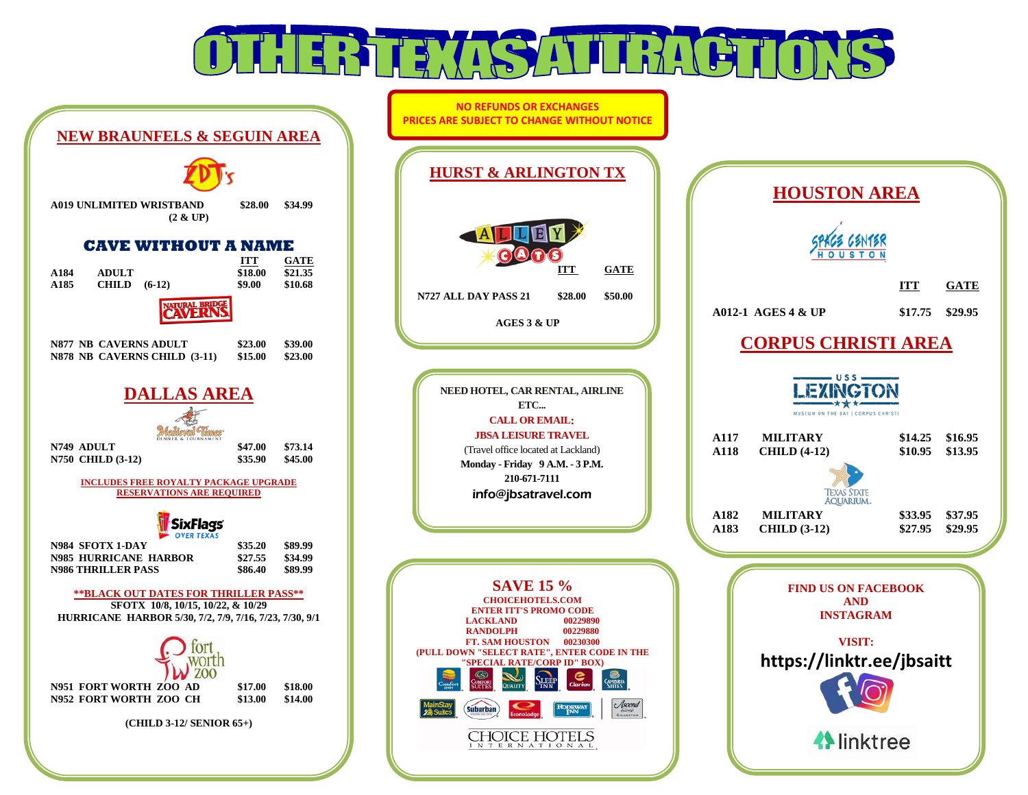# OTHER TEXAS ATTRACTIONS

**NO REFUNDS OR EXCHANGES**
**PRICES ARE SUBJECT TO CHANGE WITHOUT NOTICE**

## NEW BRAUNFELS & SEGUIN AREA

ZDT's

| | | |
|---|---|---|
| A019 UNLIMITED WRISTBAND (2 & UP) | $28.00 | $34.99 |

### CAVE WITHOUT A NAME

| | | ITT | GATE |
|---|---|---|---|
| A184 | ADULT | $18.00 | $21.35 |
| A185 | CHILD (6-12) | $9.00 | $10.68 |

NATURAL BRIDGE CAVERNS

| | | |
|---|---|---|
| N877 NB CAVERNS ADULT | $23.00 | $39.00 |
| N878 NB CAVERNS CHILD (3-11) | $15.00 | $23.00 |

## DALLAS AREA

Medieval Times

| | | |
|---|---|---|
| N749 ADULT | $47.00 | $73.14 |
| N750 CHILD (3-12) | $35.90 | $45.00 |

INCLUDES FREE ROYALTY PACKAGE UPGRADE
RESERVATIONS ARE REQUIRED

SixFlags OVER TEXAS

| | | |
|---|---|---|
| N984 SFOTX 1-DAY | $35.20 | $89.99 |
| N985 HURRICANE HARBOR | $27.55 | $34.99 |
| N986 THRILLER PASS | $86.40 | $89.99 |

**BLACK OUT DATES FOR THRILLER PASS**
SFOTX 10/8, 10/15, 10/22, & 10/29
HURRICANE HARBOR 5/30, 7/2, 7/9, 7/16, 7/23, 7/30, 9/1

fort worth zoo

| | | |
|---|---|---|
| N951 FORT WORTH ZOO AD | $17.00 | $18.00 |
| N952 FORT WORTH ZOO CH | $13.00 | $14.00 |

(CHILD 3-12/ SENIOR 65+)

## HURST & ARLINGTON TX

ALLEY CATS

| | ITT | GATE |
|---|---|---|
| N727 ALL DAY PASS 21 | $28.00 | $50.00 |

AGES 3 & UP

NEED HOTEL, CAR RENTAL, AIRLINE ETC...
CALL OR EMAIL:
JBSA LEISURE TRAVEL
(Travel office located at Lackland)
Monday - Friday 9 A.M. - 3 P.M.
210-671-7111
info@jbsatravel.com

## SAVE 15 %

CHOICEHOTELS.COM
ENTER ITT'S PROMO CODE

| | |
|---|---|
| LACKLAND | 00229890 |
| RANDOLPH | 00229880 |
| FT. SAM HOUSTON | 00230300 |

(PULL DOWN "SELECT RATE", ENTER CODE IN THE "SPECIAL RATE/CORP ID" BOX)

Comfort Inn, Comfort Suites, Quality, Sleep Inn, Clarion, Cambria Suites, MainStay Suites, Suburban, Econo Lodge, Rodeway Inn, Ascend Collection

CHOICE HOTELS INTERNATIONAL

## HOUSTON AREA

SPACE CENTER HOUSTON

| | ITT | GATE |
|---|---|---|
| A012-1 AGES 4 & UP | $17.75 | $29.95 |

## CORPUS CHRISTI AREA

USS LEXINGTON MUSEUM ON THE BAY | CORPUS CHRISTI

| | | | |
|---|---|---|---|
| A117 | MILITARY | $14.25 | $16.95 |
| A118 | CHILD (4-12) | $10.95 | $13.95 |

TEXAS STATE AQUARIUM

| | | | |
|---|---|---|---|
| A182 | MILITARY | $33.95 | $37.95 |
| A183 | CHILD (3-12) | $27.95 | $29.95 |

FIND US ON FACEBOOK
AND
INSTAGRAM

VISIT:
**https://linktr.ee/jbsaitt**

linktree